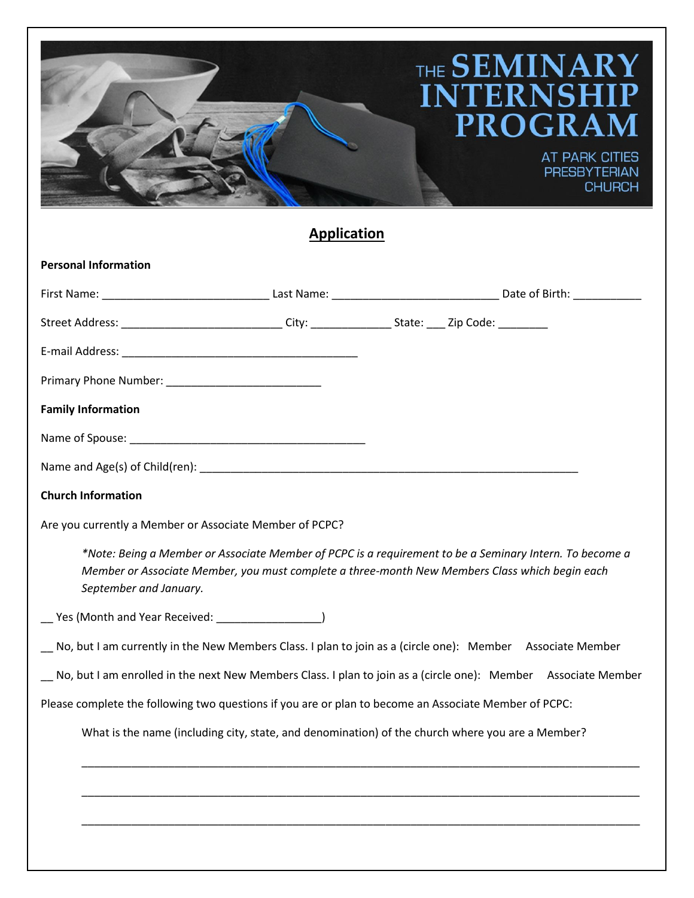# THE SEMINARY INTERNSHIP PROGRAM

AT PARK CITIES PRESBYTERIAN CHURCH

## Application

**Personal Information**

First Name: ___________________________ Last Name: __________________________ Date of Birth: ___________

Street Address: __________________________ City: _____________ State: ___ Zip Code: ________

E-mail Address: ______________________________________

Primary Phone Number: _________________________

**Family Information**

Name of Spouse: ______________________________________

Name and Age(s) of Child(ren): ______________________________________________________________

**Church Information**

Are you currently a Member or Associate Member of PCPC?

> *\*Note: Being a Member or Associate Member of PCPC is a requirement to be a Seminary Intern. To become a Member or Associate Member, you must complete a three-month New Members Class which begin each September and January.*

__ Yes (Month and Year Received: _________________)

__ No, but I am currently in the New Members Class. I plan to join as a (circle one): Member Associate Member

__ No, but I am enrolled in the next New Members Class. I plan to join as a (circle one): Member Associate Member

Please complete the following two questions if you are or plan to become an Associate Member of PCPC:

What is the name (including city, state, and denomination) of the church where you are a Member?

___________________________________________________________________________________

___________________________________________________________________________________

___________________________________________________________________________________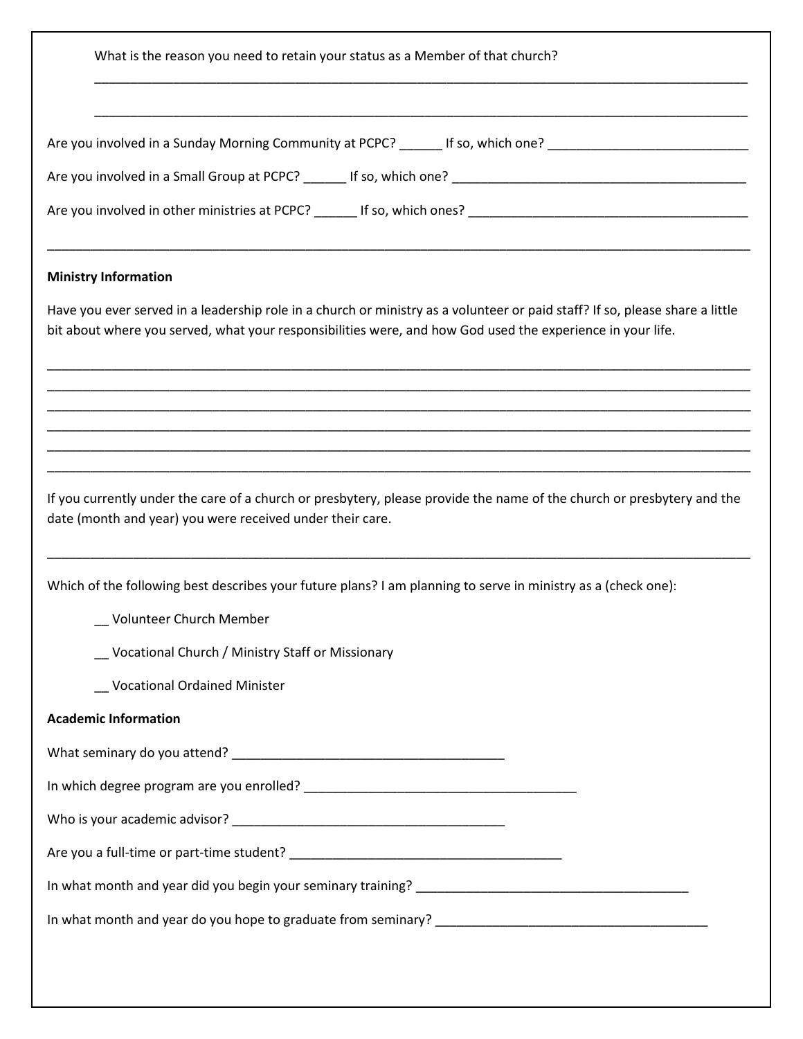What is the reason you need to retain your status as a Member of that church?

_______________________________________________________________________________________________

_______________________________________________________________________________________________

Are you involved in a Sunday Morning Community at PCPC? ______ If so, which one? ____________________________

Are you involved in a Small Group at PCPC? ______ If so, which one? __________________________________________

Are you involved in other ministries at PCPC? ______ If so, which ones? ________________________________________

_______________________________________________________________________________________________

**Ministry Information**

Have you ever served in a leadership role in a church or ministry as a volunteer or paid staff? If so, please share a little bit about where you served, what your responsibilities were, and how God used the experience in your life.

_______________________________________________________________________________________________
_______________________________________________________________________________________________
_______________________________________________________________________________________________
_______________________________________________________________________________________________
_______________________________________________________________________________________________
_______________________________________________________________________________________________

If you currently under the care of a church or presbytery, please provide the name of the church or presbytery and the date (month and year) you were received under their care.

_______________________________________________________________________________________________

Which of the following best describes your future plans? I am planning to serve in ministry as a (check one):

__ Volunteer Church Member

__ Vocational Church / Ministry Staff or Missionary

__ Vocational Ordained Minister

**Academic Information**

What seminary do you attend? _______________________________________

In which degree program are you enrolled? _______________________________________

Who is your academic advisor? _______________________________________

Are you a full-time or part-time student? _______________________________________

In what month and year did you begin your seminary training? _______________________________________

In what month and year do you hope to graduate from seminary? _______________________________________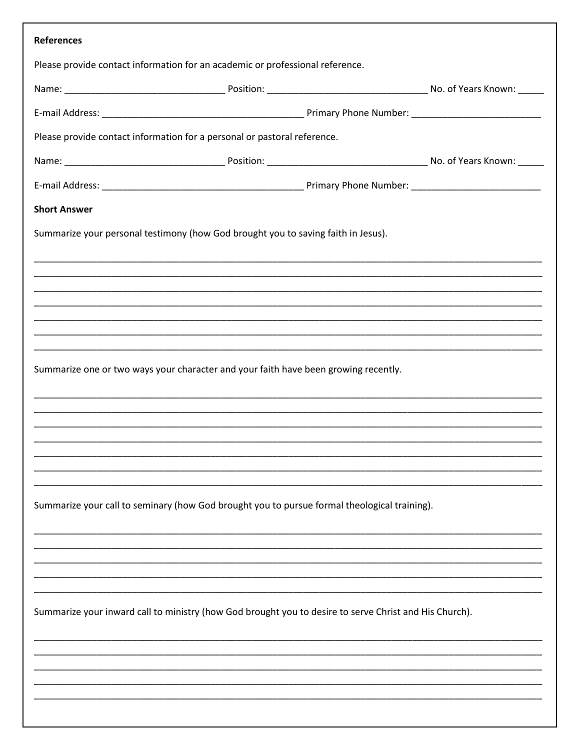**References**

Please provide contact information for an academic or professional reference.

Name: _______________________________ Position: _______________________________ No. of Years Known: _____

E-mail Address: _______________________________________ Primary Phone Number: _________________________

Please provide contact information for a personal or pastoral reference.

Name: _______________________________ Position: _______________________________ No. of Years Known: _____

E-mail Address: _______________________________________ Primary Phone Number: _________________________

**Short Answer**

Summarize your personal testimony (how God brought you to saving faith in Jesus).

_____________________________________________________________________________________________
_____________________________________________________________________________________________
_____________________________________________________________________________________________
_____________________________________________________________________________________________
_____________________________________________________________________________________________
_____________________________________________________________________________________________
_____________________________________________________________________________________________

Summarize one or two ways your character and your faith have been growing recently.

_____________________________________________________________________________________________
_____________________________________________________________________________________________
_____________________________________________________________________________________________
_____________________________________________________________________________________________
_____________________________________________________________________________________________
_____________________________________________________________________________________________
_____________________________________________________________________________________________

Summarize your call to seminary (how God brought you to pursue formal theological training).

_____________________________________________________________________________________________
_____________________________________________________________________________________________
_____________________________________________________________________________________________
_____________________________________________________________________________________________
_____________________________________________________________________________________________

Summarize your inward call to ministry (how God brought you to desire to serve Christ and His Church).

_____________________________________________________________________________________________
_____________________________________________________________________________________________
_____________________________________________________________________________________________
_____________________________________________________________________________________________
_____________________________________________________________________________________________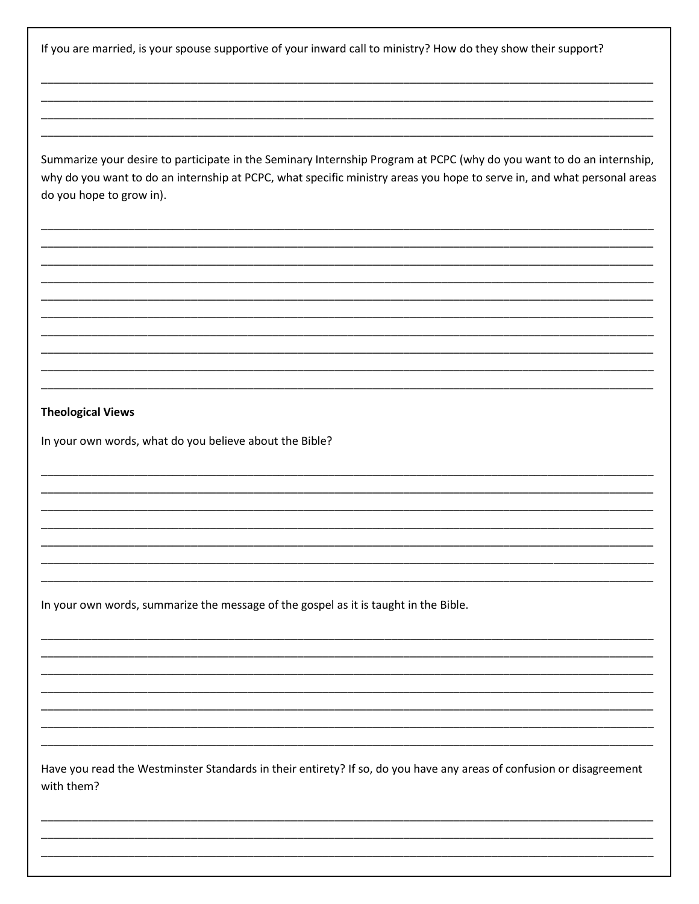If you are married, is your spouse supportive of your inward call to ministry? How do they show their support?

________________________________________________________________________________________________
________________________________________________________________________________________________
________________________________________________________________________________________________
________________________________________________________________________________________________

Summarize your desire to participate in the Seminary Internship Program at PCPC (why do you want to do an internship, why do you want to do an internship at PCPC, what specific ministry areas you hope to serve in, and what personal areas do you hope to grow in).

________________________________________________________________________________________________
________________________________________________________________________________________________
________________________________________________________________________________________________
________________________________________________________________________________________________
________________________________________________________________________________________________
________________________________________________________________________________________________
________________________________________________________________________________________________
________________________________________________________________________________________________
________________________________________________________________________________________________
________________________________________________________________________________________________

**Theological Views**

In your own words, what do you believe about the Bible?

________________________________________________________________________________________________
________________________________________________________________________________________________
________________________________________________________________________________________________
________________________________________________________________________________________________
________________________________________________________________________________________________
________________________________________________________________________________________________
________________________________________________________________________________________________

In your own words, summarize the message of the gospel as it is taught in the Bible.

________________________________________________________________________________________________
________________________________________________________________________________________________
________________________________________________________________________________________________
________________________________________________________________________________________________
________________________________________________________________________________________________
________________________________________________________________________________________________
________________________________________________________________________________________________

Have you read the Westminster Standards in their entirety? If so, do you have any areas of confusion or disagreement with them?

________________________________________________________________________________________________
________________________________________________________________________________________________
________________________________________________________________________________________________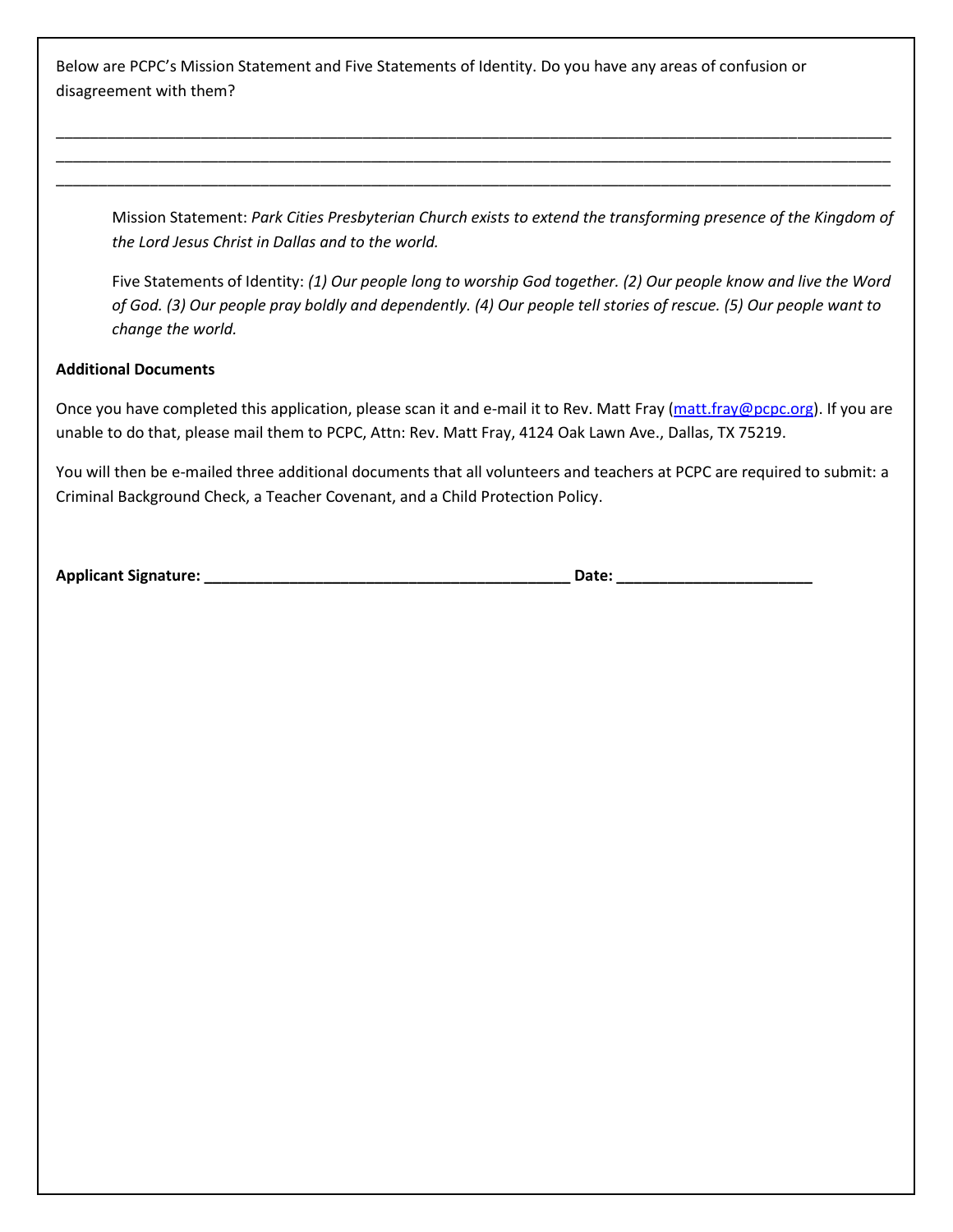Below are PCPC's Mission Statement and Five Statements of Identity. Do you have any areas of confusion or disagreement with them?

_______________________________________________________________________________________________
_______________________________________________________________________________________________
_______________________________________________________________________________________________

> Mission Statement: *Park Cities Presbyterian Church exists to extend the transforming presence of the Kingdom of the Lord Jesus Christ in Dallas and to the world.*
>
> Five Statements of Identity: *(1) Our people long to worship God together. (2) Our people know and live the Word of God. (3) Our people pray boldly and dependently. (4) Our people tell stories of rescue. (5) Our people want to change the world.*

**Additional Documents**

Once you have completed this application, please scan it and e-mail it to Rev. Matt Fray (matt.fray@pcpc.org). If you are unable to do that, please mail them to PCPC, Attn: Rev. Matt Fray, 4124 Oak Lawn Ave., Dallas, TX 75219.

You will then be e-mailed three additional documents that all volunteers and teachers at PCPC are required to submit: a Criminal Background Check, a Teacher Covenant, and a Child Protection Policy.

**Applicant Signature: ____________________________________________ Date: _______________________**